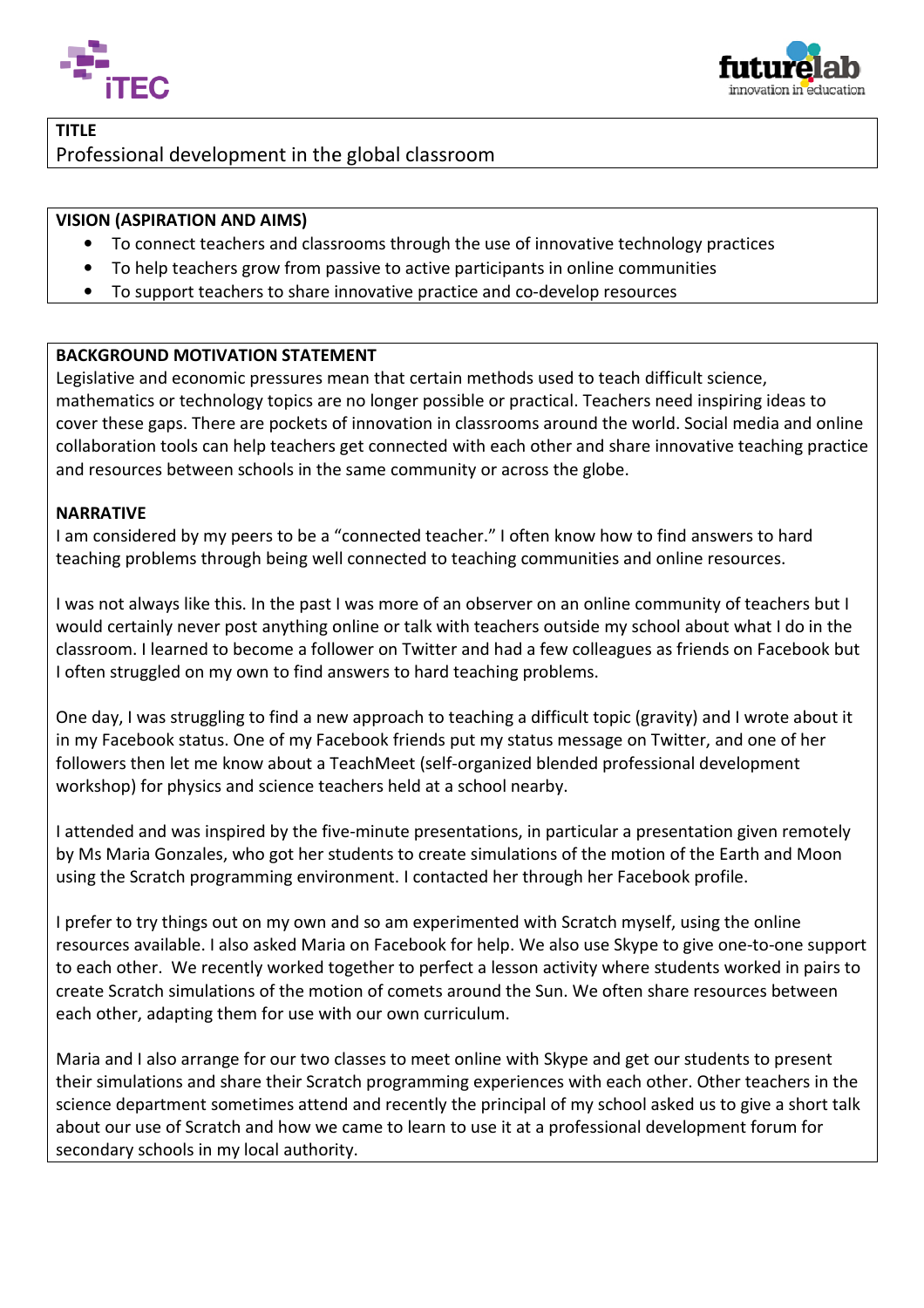## TITLE

Professional development in the global classroom

## VISION (ASPIRATION AND AIMS)

- To connect teachers and classrooms through the use of innovative technology practices
- To help teachers grow from passive to active participants in online communities
- To support teachers to share innovative practice and co-develop resources

## BACKGROUND MOTIVATION STATEMENT

Legislative and economic pressures mean that certain methods used to teach difficult science, mathematics or technology topics are no longer possible or practical. Teachers need inspiring ideas to cover these gaps. There are pockets of innovation in classrooms around the world. Social media and online collaboration tools can help teachers get connected with each other and share innovative teaching practice and resources between schools in the same community or across the globe.

## NARRATIVE

I am considered by my peers to be a "connected teacher." I often know how to find answers to hard teaching problems through being well connected to teaching communities and online resources.

I was not always like this. In the past I was more of an observer on an online community of teachers but I would certainly never post anything online or talk with teachers outside my school about what I do in the classroom. I learned to become a follower on Twitter and had a few colleagues as friends on Facebook but I often struggled on my own to find answers to hard teaching problems.

One day, I was struggling to find a new approach to teaching a difficult topic (gravity) and I wrote about it in my Facebook status. One of my Facebook friends put my status message on Twitter, and one of her followers then let me know about a TeachMeet (self-organized blended professional development workshop) for physics and science teachers held at a school nearby.

I attended and was inspired by the five-minute presentations, in particular a presentation given remotely by Ms Maria Gonzales, who got her students to create simulations of the motion of the Earth and Moon using the Scratch programming environment. I contacted her through her Facebook profile.

I prefer to try things out on my own and so am experimented with Scratch myself, using the online resources available. I also asked Maria on Facebook for help. We also use Skype to give one-to-one support to each other. We recently worked together to perfect a lesson activity where students worked in pairs to create Scratch simulations of the motion of comets around the Sun. We often share resources between each other, adapting them for use with our own curriculum.

Maria and I also arrange for our two classes to meet online with Skype and get our students to present their simulations and share their Scratch programming experiences with each other. Other teachers in the science department sometimes attend and recently the principal of my school asked us to give a short talk about our use of Scratch and how we came to learn to use it at a professional development forum for secondary schools in my local authority.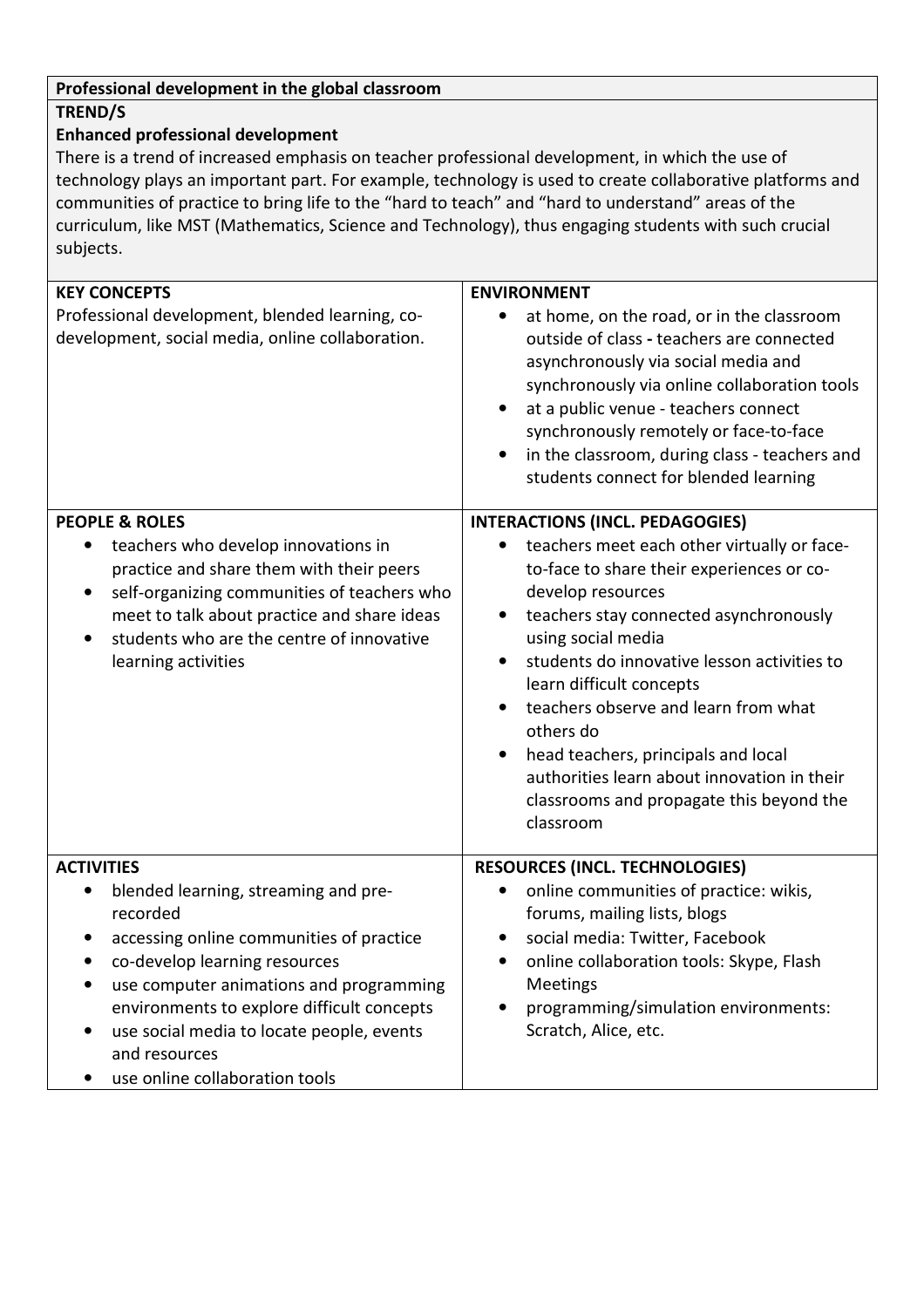**Professional development in the global classroom**

**TREND/S**

**Enhanced professional development**

There is a trend of increased emphasis on teacher professional development, in which the use of technology plays an important part. For example, technology is used to create collaborative platforms and communities of practice to bring life to the "hard to teach" and "hard to understand" areas of the curriculum, like MST (Mathematics, Science and Technology), thus engaging students with such crucial subjects.

| | |
|---|---|
| **KEY CONCEPTS**<br>Professional development, blended learning, co-development, social media, online collaboration. | **ENVIRONMENT**<br>• at home, on the road, or in the classroom outside of class **-** teachers are connected asynchronously via social media and synchronously via online collaboration tools<br>• at a public venue - teachers connect synchronously remotely or face-to-face<br>• in the classroom, during class - teachers and students connect for blended learning |
| **PEOPLE & ROLES**<br>• teachers who develop innovations in practice and share them with their peers<br>• self-organizing communities of teachers who meet to talk about practice and share ideas<br>• students who are the centre of innovative learning activities | **INTERACTIONS (INCL. PEDAGOGIES)**<br>• teachers meet each other virtually or face-to-face to share their experiences or co-develop resources<br>• teachers stay connected asynchronously using social media<br>• students do innovative lesson activities to learn difficult concepts<br>• teachers observe and learn from what others do<br>• head teachers, principals and local authorities learn about innovation in their classrooms and propagate this beyond the classroom |
| **ACTIVITIES**<br>• blended learning, streaming and pre-recorded<br>• accessing online communities of practice<br>• co-develop learning resources<br>• use computer animations and programming environments to explore difficult concepts<br>• use social media to locate people, events and resources<br>• use online collaboration tools | **RESOURCES (INCL. TECHNOLOGIES)**<br>• online communities of practice: wikis, forums, mailing lists, blogs<br>• social media: Twitter, Facebook<br>• online collaboration tools: Skype, Flash Meetings<br>• programming/simulation environments: Scratch, Alice, etc. |